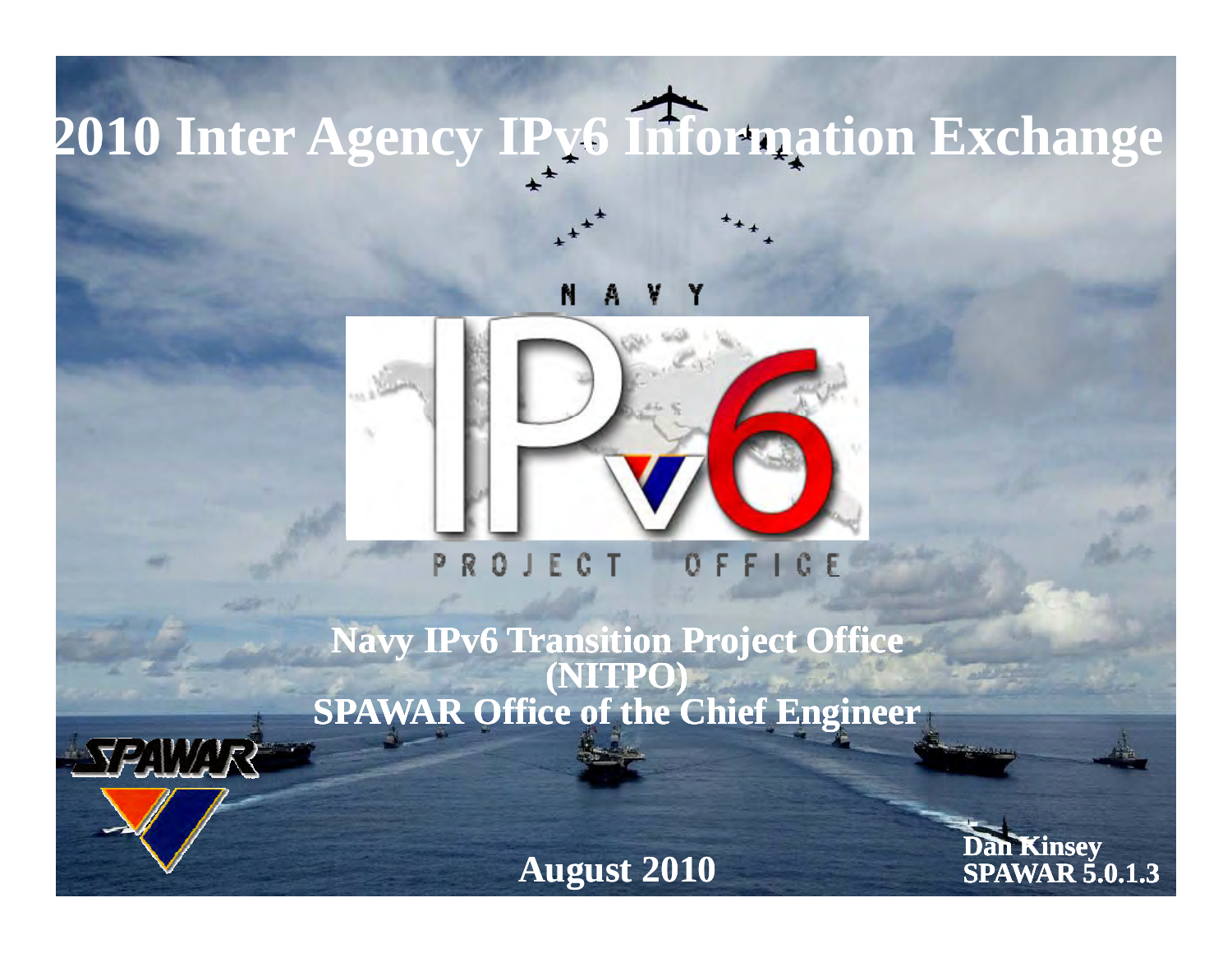# 2010 Inter Agency IPv6 Information Exchange

NAVY IPv6 PROJECT OFFICE

**Navy IPv6 Transition Project Office (NITPO)**
**SPAWAR Office of the Chief Engineer**

SPAWAR

**August 2010**

**Dan Kinsey**
**SPAWAR 5.0.1.3**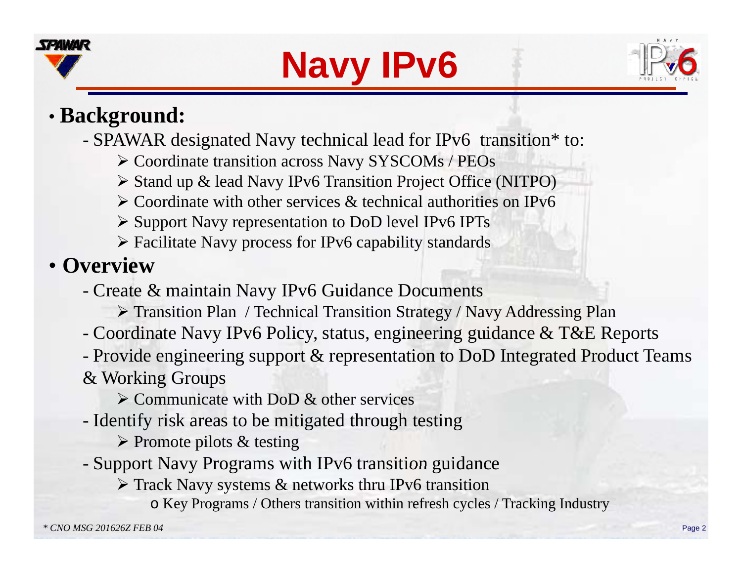# Navy IPv6

- **Background:**
  - SPAWAR designated Navy technical lead for IPv6 transition* to:
    - ➢ Coordinate transition across Navy SYSCOMs / PEOs
    - ➢ Stand up & lead Navy IPv6 Transition Project Office (NITPO)
    - ➢ Coordinate with other services & technical authorities on IPv6
    - ➢ Support Navy representation to DoD level IPv6 IPTs
    - ➢ Facilitate Navy process for IPv6 capability standards
- **Overview**
  - Create & maintain Navy IPv6 Guidance Documents
    - ➢ Transition Plan / Technical Transition Strategy / Navy Addressing Plan
  - Coordinate Navy IPv6 Policy, status, engineering guidance & T&E Reports
  - Provide engineering support & representation to DoD Integrated Product Teams & Working Groups
    - ➢ Communicate with DoD & other services
  - Identify risk areas to be mitigated through testing
    - ➢ Promote pilots & testing
  - Support Navy Programs with IPv6 transition guidance
    - ➢ Track Navy systems & networks thru IPv6 transition
      - o Key Programs / Others transition within refresh cycles / Tracking Industry

*\* CNO MSG 201626Z FEB 04*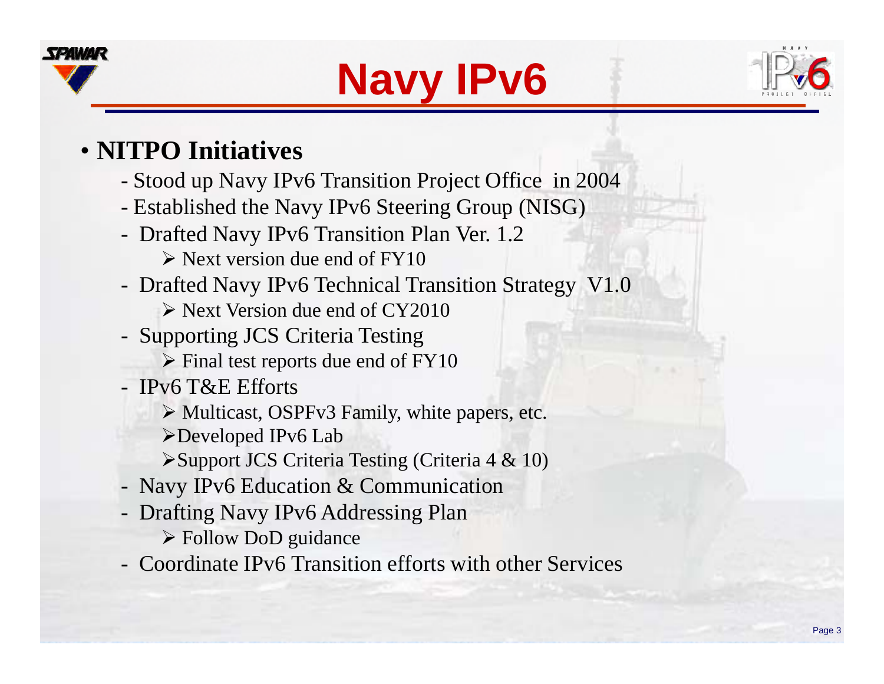# Navy IPv6

- **NITPO Initiatives**
  - Stood up Navy IPv6 Transition Project Office in 2004
  - Established the Navy IPv6 Steering Group (NISG)
  - Drafted Navy IPv6 Transition Plan Ver. 1.2
    - Next version due end of FY10
  - Drafted Navy IPv6 Technical Transition Strategy V1.0
    - Next Version due end of CY2010
  - Supporting JCS Criteria Testing
    - Final test reports due end of FY10
  - IPv6 T&E Efforts
    - Multicast, OSPFv3 Family, white papers, etc.
    - Developed IPv6 Lab
    - Support JCS Criteria Testing (Criteria 4 & 10)
  - Navy IPv6 Education & Communication
  - Drafting Navy IPv6 Addressing Plan
    - Follow DoD guidance
  - Coordinate IPv6 Transition efforts with other Services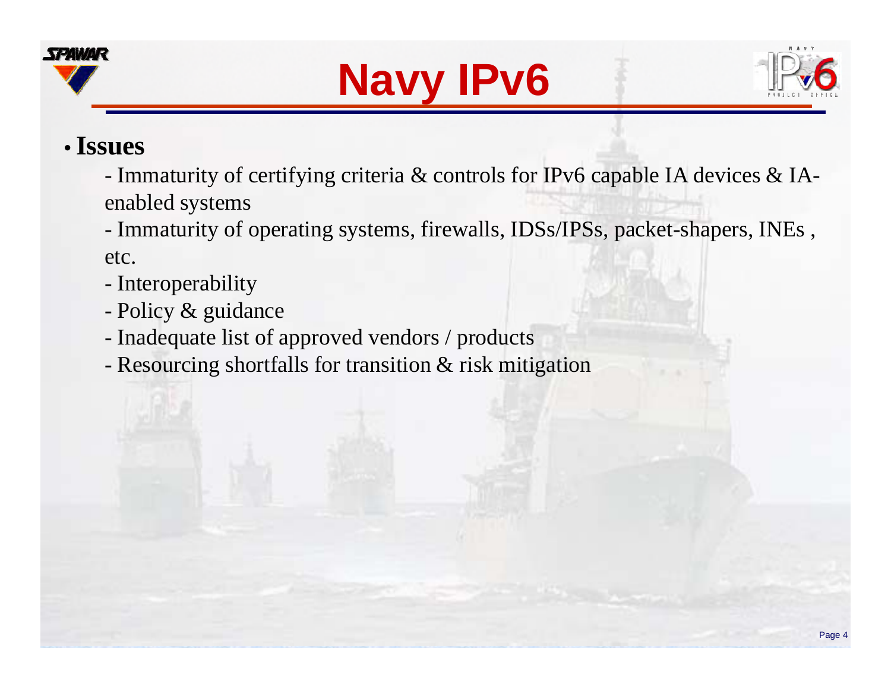# Navy IPv6

- **Issues**
  - Immaturity of certifying criteria & controls for IPv6 capable IA devices & IA-enabled systems
  - Immaturity of operating systems, firewalls, IDSs/IPSs, packet-shapers, INEs , etc.
  - Interoperability
  - Policy & guidance
  - Inadequate list of approved vendors / products
  - Resourcing shortfalls for transition & risk mitigation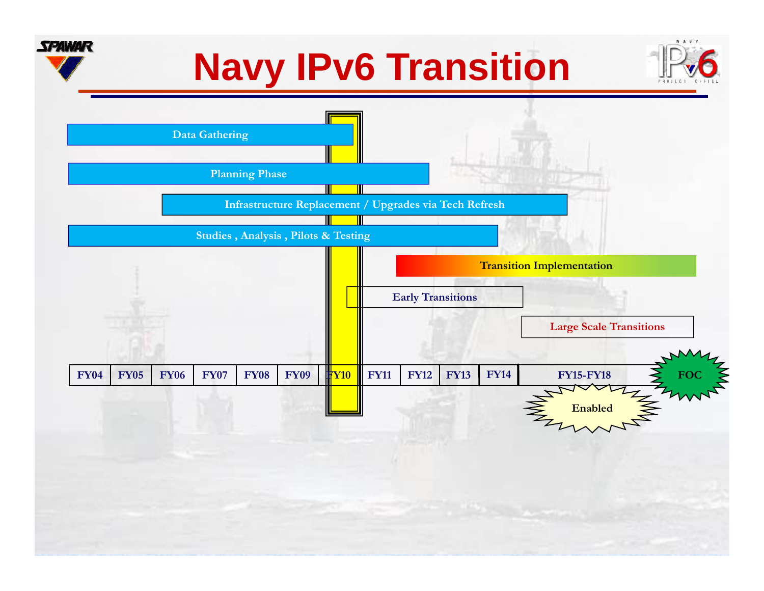# Navy IPv6 Transition

Data Gathering

Planning Phase

Infrastructure Replacement / Upgrades via Tech Refresh

Studies , Analysis , Pilots & Testing

Transition Implementation

Early Transitions

Large Scale Transitions

| FY04 | FY05 | FY06 | FY07 | FY08 | FY09 | FY10 | FY11 | FY12 | FY13 | FY14 | FY15-FY18 |
|---|---|---|---|---|---|---|---|---|---|---|---|

FOC

Enabled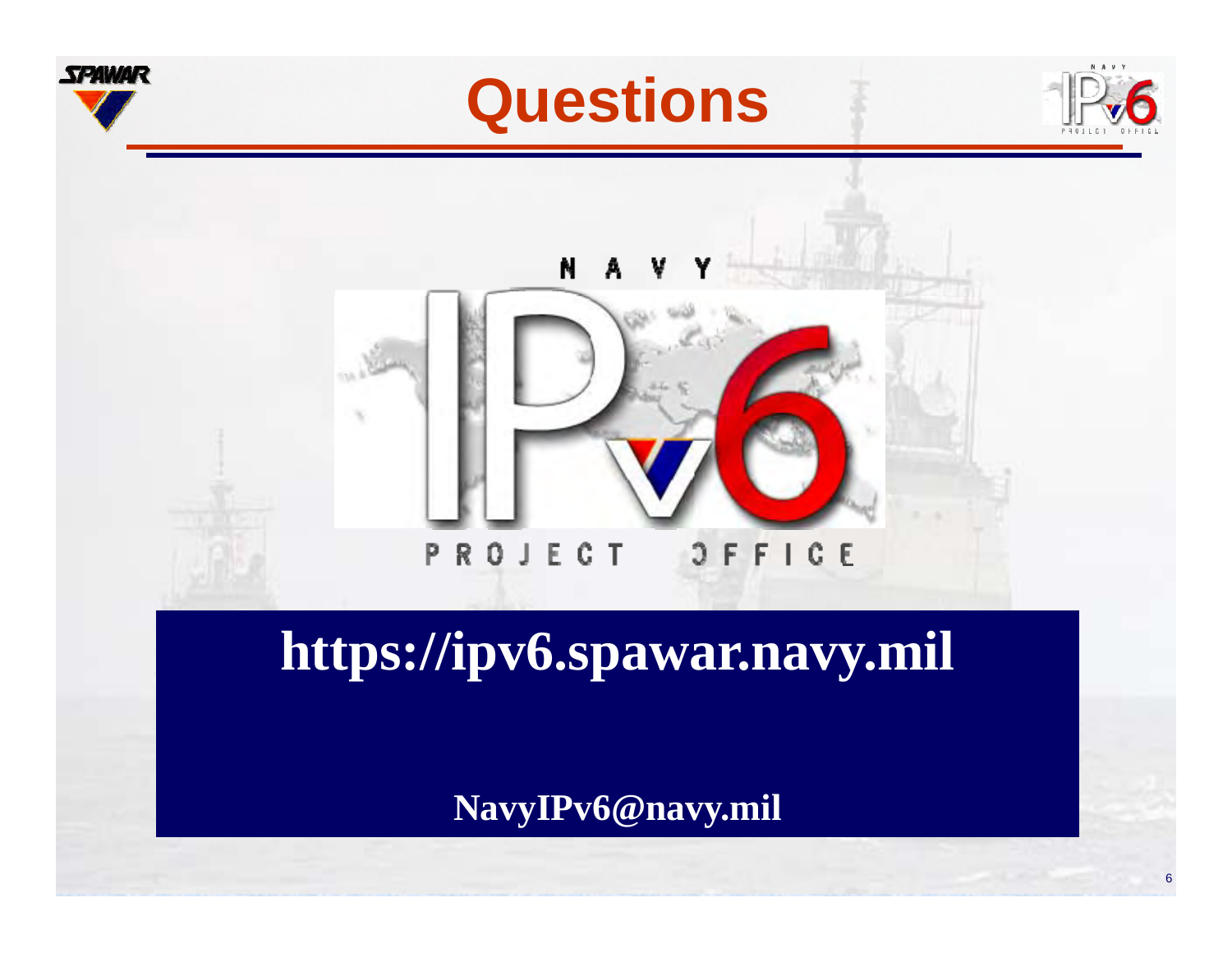# Questions

**https://ipv6.spawar.navy.mil**

**NavyIPv6@navy.mil**